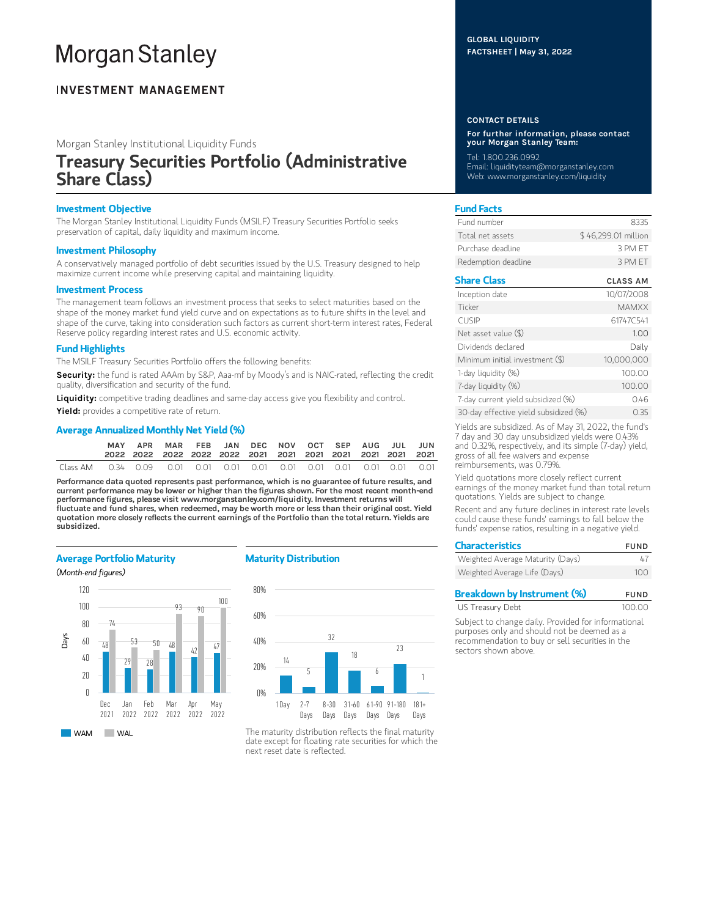# Morgan Stanley

## INVESTMENT MANAGEMENT

GLOBAL LIQUIDITY FACTSHEET | May 31, 2022

Morgan Stanley Institutional Liquidity Funds

# Treasury Securities Portfolio (Administrative Share Class)

### Investment Objective

The Morgan Stanley Institutional Liquidity Funds (MSILF) Treasury Securities Portfolio seeks preservation of capital, daily liquidity and maximum income.

### Investment Philosophy

A conservatively managed portfolio of debt securities issued by the U.S. Treasury designed to help maximize current income while preserving capital and maintaining liquidity.

### Investment Process

The management team follows an investment process that seeks to select maturities based on the shape of the money market fund yield curve and on expectations as to future shifts in the level and shape of the curve, taking into consideration such factors as current short-term interest rates, Federal Reserve policy regarding interest rates and U.S. economic activity.

### Fund Highlights

The MSILF Treasury Securities Portfolio offers the following benefits:

**Security:** the fund is rated AAAm by S&P, Aaa-mf by Moody's and is NAIC-rated, reflecting the credit quality, diversification and security of the fund.

**Liquidity:** competitive trading deadlines and same-day access give you flexibility and control.

**Yield:** provides a competitive rate of return.

### Average Annualized Monthly Net Yield (%)

| | MAY 2022 | APR 2022 | MAR 2022 | FEB 2022 | JAN 2022 | DEC 2021 | NOV 2021 | OCT 2021 | SEP 2021 | AUG 2021 | JUL 2021 | JUN 2021 |
|---|---|---|---|---|---|---|---|---|---|---|---|---|
| Class AM | 0.34 | 0.09 | 0.01 | 0.01 | 0.01 | 0.01 | 0.01 | 0.01 | 0.01 | 0.01 | 0.01 | 0.01 |

**Performance data quoted represents past performance, which is no guarantee of future results, and current performance may be lower or higher than the figures shown. For the most recent month-end performance figures, please visit www.morganstanley.com/liquidity. Investment returns will fluctuate and fund shares, when redeemed, may be worth more or less than their original cost. Yield quotation more closely reflects the current earnings of the Portfolio than the total return. Yields are subsidized.**

### Average Portfolio Maturity

*(Month-end figures)*

| Days | Dec 2021 | Jan 2022 | Feb 2022 | Mar 2022 | Apr 2022 | May 2022 |
|---|---|---|---|---|---|---|
| WAM | 48 | 29 | 28 | 48 | 42 | 47 |
| WAL | 74 | 53 | 50 | 93 | 90 | 100 |

### Maturity Distribution

| 1 Day | 2-7 Days | 8-30 Days | 31-60 Days | 61-90 Days | 91-180 Days | 181+ Days |
|---|---|---|---|---|---|---|
| 14 | 5 | 32 | 18 | 6 | 23 | 1 |

The maturity distribution reflects the final maturity date except for floating rate securities for which the next reset date is reflected.

### CONTACT DETAILS

**For further information, please contact your Morgan Stanley Team:**

Tel: 1.800.236.0992
Email: liquidityteam@morganstanley.com
Web: www.morganstanley.com/liquidity

### Fund Facts

| | |
|---|---|
| Fund number | 8335 |
| Total net assets | $ 46,299.01 million |
| Purchase deadline | 3 PM ET |
| Redemption deadline | 3 PM ET |

### Share Class

| | CLASS AM |
|---|---|
| Inception date | 10/07/2008 |
| Ticker | MAMXX |
| CUSIP | 61747C541 |
| Net asset value ($) | 1.00 |
| Dividends declared | Daily |
| Minimum initial investment ($) | 10,000,000 |
| 1-day liquidity (%) | 100.00 |
| 7-day liquidity (%) | 100.00 |
| 7-day current yield subsidized (%) | 0.46 |
| 30-day effective yield subsidized (%) | 0.35 |

Yields are subsidized. As of May 31, 2022, the fund's 7 day and 30 day unsubsidized yields were 0.43% and 0.32%, respectively, and its simple (7-day) yield, gross of all fee waivers and expense reimbursements, was 0.79%.

Yield quotations more closely reflect current earnings of the money market fund than total return quotations. Yields are subject to change.

Recent and any future declines in interest rate levels could cause these funds' earnings to fall below the funds' expense ratios, resulting in a negative yield.

### Characteristics

| | FUND |
|---|---|
| Weighted Average Maturity (Days) | 47 |
| Weighted Average Life (Days) | 100 |

### Breakdown by Instrument (%)

| | FUND |
|---|---|
| US Treasury Debt | 100.00 |

Subject to change daily. Provided for informational purposes only and should not be deemed as a recommendation to buy or sell securities in the sectors shown above.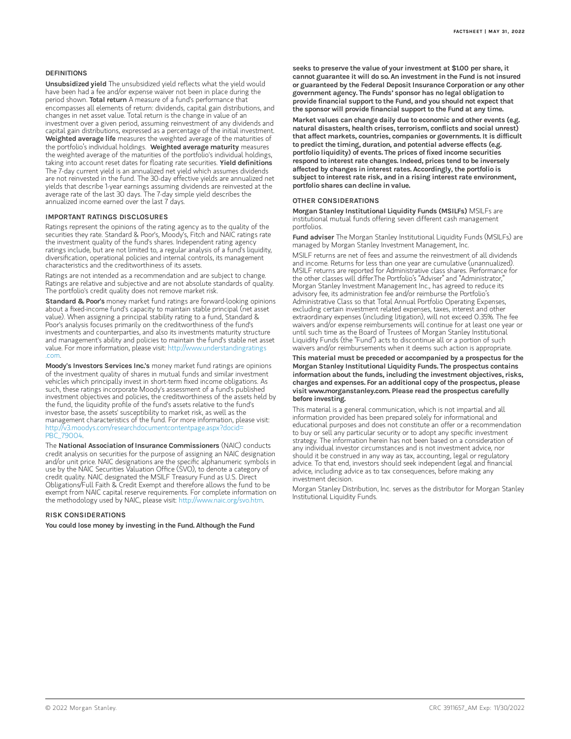## DEFINITIONS

**Unsubsidized yield** The unsubsidized yield reflects what the yield would have been had a fee and/or expense waiver not been in place during the period shown. **Total return** A measure of a fund's performance that encompasses all elements of return: dividends, capital gain distributions, and changes in net asset value. Total return is the change in value of an investment over a given period, assuming reinvestment of any dividends and capital gain distributions, expressed as a percentage of the initial investment. **Weighted average life** measures the weighted average of the maturities of the portfolio's individual holdings. **Weighted average maturity** measures the weighted average of the maturities of the portfolio's individual holdings, taking into account reset dates for floating rate securities. **Yield definitions** The 7-day current yield is an annualized net yield which assumes dividends are not reinvested in the fund. The 30-day effective yields are annualized net yields that describe 1-year earnings assuming dividends are reinvested at the average rate of the last 30 days. The 7-day simple yield describes the annualized income earned over the last 7 days.

## IMPORTANT RATINGS DISCLOSURES

Ratings represent the opinions of the rating agency as to the quality of the securities they rate. Standard & Poor's, Moody's, Fitch and NAIC ratings rate the investment quality of the fund's shares. Independent rating agency ratings include, but are not limited to, a regular analysis of a fund's liquidity, diversification, operational policies and internal controls, its management characteristics and the creditworthiness of its assets.

Ratings are not intended as a recommendation and are subject to change. Ratings are relative and subjective and are not absolute standards of quality. The portfolio's credit quality does not remove market risk.

**Standard & Poor's** money market fund ratings are forward-looking opinions about a fixed-income fund's capacity to maintain stable principal (net asset value). When assigning a principal stability rating to a fund, Standard & Poor's analysis focuses primarily on the creditworthiness of the fund's investments and counterparties, and also its investments maturity structure and management's ability and policies to maintain the fund's stable net asset value. For more information, please visit: http://www.understandingratings.com.

**Moody's Investors Services Inc.'s** money market fund ratings are opinions of the investment quality of shares in mutual funds and similar investment vehicles which principally invest in short-term fixed income obligations. As such, these ratings incorporate Moody's assessment of a fund's published investment objectives and policies, the creditworthiness of the assets held by the fund, the liquidity profile of the fund's assets relative to the fund's investor base, the assets' susceptibility to market risk, as well as the management characteristics of the fund. For more information, please visit: http://v3.moodys.com/researchdocumentcontentpage.aspx?docid=PBC_79004.

The **National Association of Insurance Commissioners** (NAIC) conducts credit analysis on securities for the purpose of assigning an NAIC designation and/or unit price. NAIC designations are the specific alphanumeric symbols in use by the NAIC Securities Valuation Office (SVO), to denote a category of credit quality. NAIC designated the MSILF Treasury Fund as U.S. Direct Obligations/Full Faith & Credit Exempt and therefore allows the fund to be exempt from NAIC capital reserve requirements. For complete information on the methodology used by NAIC, please visit: http://www.naic.org/svo.htm.

## RISK CONSIDERATIONS

**You could lose money by investing in the Fund. Although the Fund seeks to preserve the value of your investment at $1.00 per share, it cannot guarantee it will do so. An investment in the Fund is not insured or guaranteed by the Federal Deposit Insurance Corporation or any other government agency. The Funds' sponsor has no legal obligation to provide financial support to the Fund, and you should not expect that the sponsor will provide financial support to the Fund at any time.**

**Market values can change daily due to economic and other events (e.g. natural disasters, health crises, terrorism, conflicts and social unrest) that affect markets, countries, companies or governments. It is difficult to predict the timing, duration, and potential adverse effects (e.g. portfolio liquidity) of events. The prices of fixed income securities respond to interest rate changes. Indeed, prices tend to be inversely affected by changes in interest rates. Accordingly, the portfolio is subject to interest rate risk, and in a rising interest rate environment, portfolio shares can decline in value.**

## OTHER CONSIDERATIONS

**Morgan Stanley Institutional Liquidity Funds (MSILFs)** MSILFs are institutional mutual funds offering seven different cash management portfolios.

**Fund adviser** The Morgan Stanley Institutional Liquidity Funds (MSILFs) are managed by Morgan Stanley Investment Management, Inc.

MSILF returns are net of fees and assume the reinvestment of all dividends and income. Returns for less than one year are cumulative (unannualized). MSILF returns are reported for Administrative class shares. Performance for the other classes will differ.The Portfolio's "Adviser" and "Administrator," Morgan Stanley Investment Management Inc., has agreed to reduce its advisory fee, its administration fee and/or reimburse the Portfolio's Administrative Class so that Total Annual Portfolio Operating Expenses, excluding certain investment related expenses, taxes, interest and other extraordinary expenses (including litigation), will not exceed 0.35%. The fee waivers and/or expense reimbursements will continue for at least one year or until such time as the Board of Trustees of Morgan Stanley Institutional Liquidity Funds (the "Fund") acts to discontinue all or a portion of such waivers and/or reimbursements when it deems such action is appropriate.

**This material must be preceded or accompanied by a prospectus for the Morgan Stanley Institutional Liquidity Funds. The prospectus contains information about the funds, including the investment objectives, risks, charges and expenses. For an additional copy of the prospectus, please visit www.morganstanley.com. Please read the prospectus carefully before investing.**

This material is a general communication, which is not impartial and all information provided has been prepared solely for informational and educational purposes and does not constitute an offer or a recommendation to buy or sell any particular security or to adopt any specific investment strategy. The information herein has not been based on a consideration of any individual investor circumstances and is not investment advice, nor should it be construed in any way as tax, accounting, legal or regulatory advice. To that end, investors should seek independent legal and financial advice, including advice as to tax consequences, before making any investment decision.

Morgan Stanley Distribution, Inc. serves as the distributor for Morgan Stanley Institutional Liquidity Funds.

© 2022 Morgan Stanley.

CRC 3911657_AM Exp: 11/30/2022